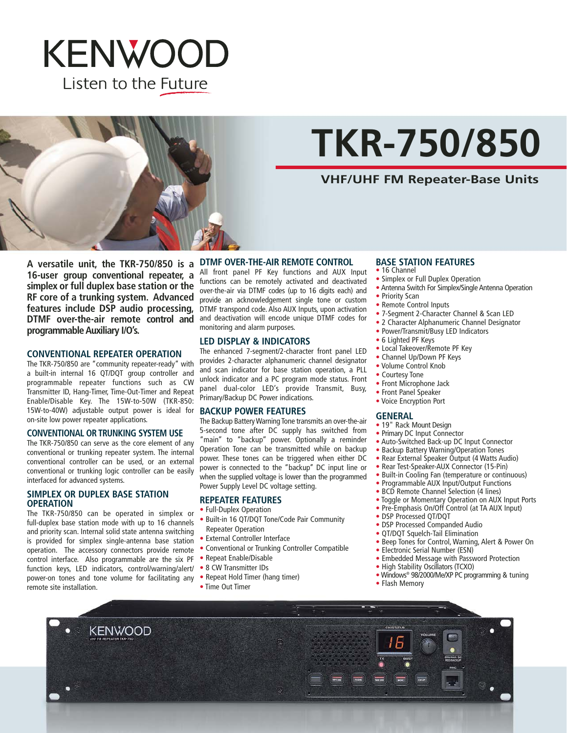KENWOOD

Listen to the Future

# TKR-750/850

## VHF/UHF FM Repeater-Base Units

**A versatile unit, the TKR-750/850 is a 16-user group conventional repeater, a simplex or full duplex base station or the RF core of a trunking system. Advanced features include DSP audio processing, DTMF over-the-air remote control and programmable Auxiliary I/O's.**

### CONVENTIONAL REPEATER OPERATION

The TKR-750/850 are "community repeater-ready" with a built-in internal 16 QT/DQT group controller and programmable repeater functions such as CW Transmitter ID, Hang-Timer, Time-Out-Timer and Repeat Enable/Disable Key. The 15W-to-50W (TKR-850: 15W-to-40W) adjustable output power is ideal for on-site low power repeater applications.

### CONVENTIONAL OR TRUNKING SYSTEM USE

The TKR-750/850 can serve as the core element of any conventional or trunking repeater system. The internal conventional controller can be used, or an external conventional or trunking logic controller can be easily interfaced for advanced systems.

### SIMPLEX OR DUPLEX BASE STATION OPERATION

The TKR-750/850 can be operated in simplex or full-duplex base station mode with up to 16 channels and priority scan. Internal solid state antenna switching is provided for simplex single-antenna base station operation. The accessory connectors provide remote control interface. Also programmable are the six PF function keys, LED indicators, control/warning/alert/power-on tones and tone volume for facilitating any remote site installation.

### DTMF OVER-THE-AIR REMOTE CONTROL

All front panel PF Key functions and AUX Input functions can be remotely activated and deactivated over-the-air via DTMF codes (up to 16 digits each) and provide an acknowledgement single tone or custom DTMF transpond code. Also AUX Inputs, upon activation and deactivation will encode unique DTMF codes for monitoring and alarm purposes.

### LED DISPLAY & INDICATORS

The enhanced 7-segment/2-character front panel LED provides 2-character alphanumeric channel designator and scan indicator for base station operation, a PLL unlock indicator and a PC program mode status. Front panel dual-color LED's provide Transmit, Busy, Primary/Backup DC Power indications.

### BACKUP POWER FEATURES

The Backup Battery Warning Tone transmits an over-the-air 5-second tone after DC supply has switched from "main" to "backup" power. Optionally a reminder Operation Tone can be transmitted while on backup power. These tones can be triggered when either DC power is connected to the "backup" DC input line or when the supplied voltage is lower than the programmed Power Supply Level DC voltage setting.

### REPEATER FEATURES

- Full-Duplex Operation
- Built-in 16 QT/DQT Tone/Code Pair Community Repeater Operation
- External Controller Interface
- Conventional or Trunking Controller Compatible
- Repeat Enable/Disable
- 8 CW Transmitter IDs
- Repeat Hold Timer (hang timer)
- Time Out Timer

### BASE STATION FEATURES

- 16 Channel
- Simplex or Full Duplex Operation
- Antenna Switch For Simplex/Single Antenna Operation
- Priority Scan
- Remote Control Inputs
- 7-Segment 2-Character Channel & Scan LED
- 2 Character Alphanumeric Channel Designator
- Power/Transmit/Busy LED Indicators
- 6 Lighted PF Keys
- Local Takeover/Remote PF Key
- Channel Up/Down PF Keys
- Volume Control Knob
- Courtesy Tone
- Front Microphone Jack
- Front Panel Speaker
- Voice Encryption Port

### GENERAL

- 19" Rack Mount Design
- Primary DC Input Connector
- Auto-Switched Back-up DC Input Connector
- Backup Battery Warning/Operation Tones
- Rear External Speaker Output (4 Watts Audio)
- Rear Test-Speaker-AUX Connector (15-Pin)
- Built-in Cooling Fan (temperature or continuous)
- Programmable AUX Input/Output Functions
- BCD Remote Channel Selection (4 lines)
- Toggle or Momentary Operation on AUX Input Ports
- Pre-Emphasis On/Off Control (at TA AUX Input)
- DSP Processed QT/DQT
- DSP Processed Companded Audio
- QT/DQT Squelch-Tail Elimination
- Beep Tones for Control, Warning, Alert & Power On
- Electronic Serial Number (ESN)
- Embedded Message with Password Protection
- High Stability Oscillators (TCXO)
- Windows® 98/2000/Me/XP PC programming & tuning
- Flash Memory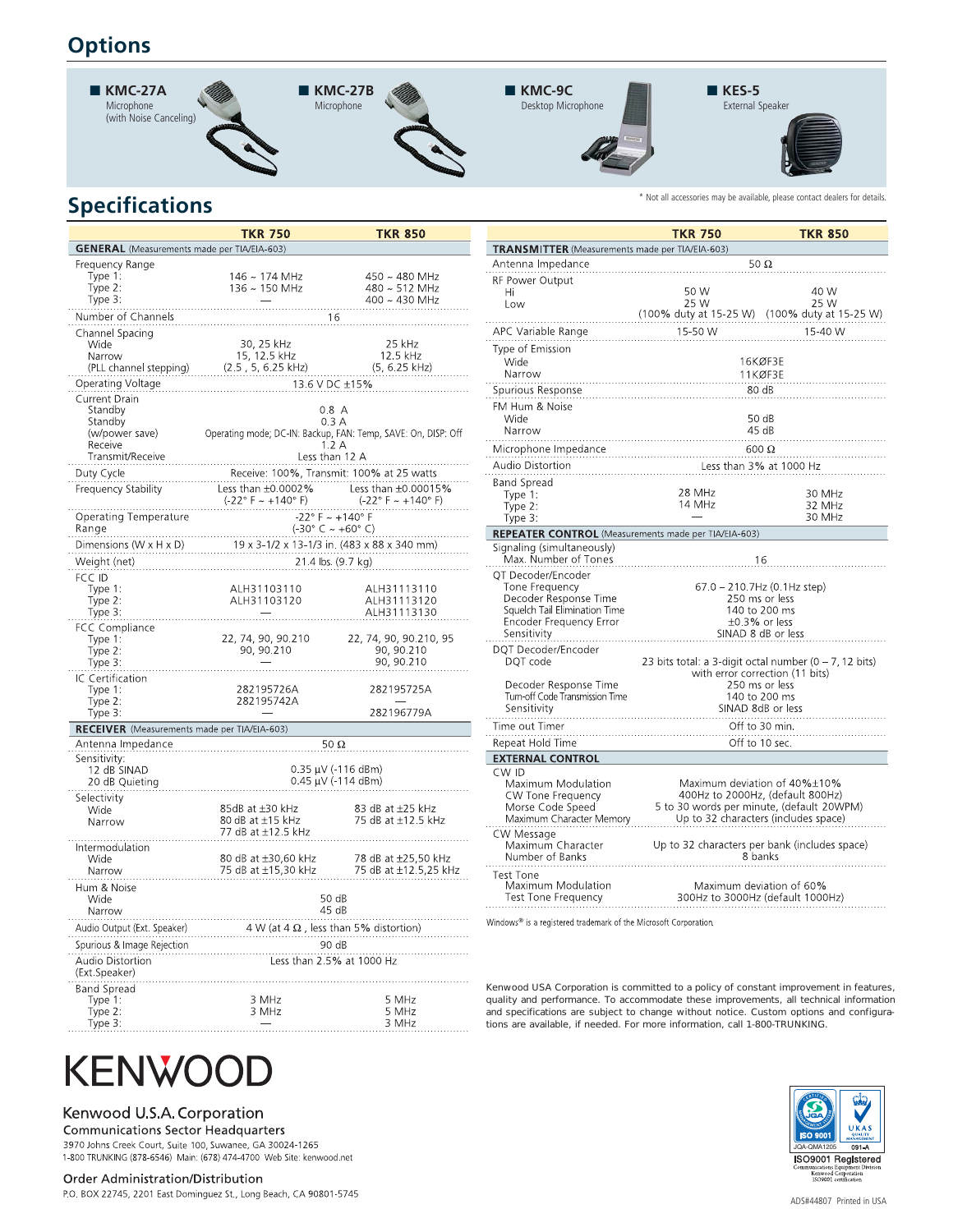## Options

**KMC-27A**
Microphone
(with Noise Canceling)

**KMC-27B**
Microphone

**KMC-9C**
Desktop Microphone

**KES-5**
External Speaker

## Specifications

\* Not all accessories may be available, please contact dealers for details.

| | TKR 750 | TKR 850 |
|---|---|---|
| **GENERAL** (Measurements made per TIA/EIA-603) | | |
| Frequency Range | | |
| Type 1: | 146 ~ 174 MHz | 450 ~ 480 MHz |
| Type 2: | 136 ~ 150 MHz | 480 ~ 512 MHz |
| Type 3: | — | 400 ~ 430 MHz |
| Number of Channels | 16 | |
| Channel Spacing | | |
| Wide | 30, 25 kHz | 25 kHz |
| Narrow | 15, 12.5 kHz | 12.5 kHz |
| (PLL channel stepping) | (2.5 , 5, 6.25 kHz) | (5, 6.25 kHz) |
| Operating Voltage | 13.6 V DC ±15% | |
| Current Drain | | |
| Standby | 0.8 A | |
| Standby (w/power save) | 0.3 A | |
| | Operating mode; DC-IN: Backup, FAN: Temp, SAVE: On, DISP: Off | |
| Receive | 1.2 A | |
| Transmit/Receive | Less than 12 A | |
| Duty Cycle | Receive: 100%, Transmit: 100% at 25 watts | |
| Frequency Stability | Less than ±0.0002% (-22° F ~ +140° F) | Less than ±0.00015% (-22° F ~ +140° F) |
| Operating Temperature Range | -22° F ~ +140° F (-30° C ~ +60° C) | |
| Dimensions (W x H x D) | 19 x 3-1/2 x 13-1/3 in. (483 x 88 x 340 mm) | |
| Weight (net) | 21.4 lbs. (9.7 kg) | |
| FCC ID | | |
| Type 1: | ALH31103110 | ALH31113110 |
| Type 2: | ALH31103120 | ALH31113120 |
| Type 3: | — | ALH31113130 |
| FCC Compliance | | |
| Type 1: | 22, 74, 90, 90.210 | 22, 74, 90, 90.210, 95 |
| Type 2: | 90, 90.210 | 90, 90.210 |
| Type 3: | — | 90, 90.210 |
| IC Certification | | |
| Type 1: | 282195726A | 282195725A |
| Type 2: | 282195742A | — |
| Type 3: | — | 282196779A |
| **RECEIVER** (Measurements made per TIA/EIA-603) | | |
| Antenna Impedance | 50 Ω | |
| Sensitivity: | | |
| 12 dB SINAD | 0.35 µV (-116 dBm) | |
| 20 dB Quieting | 0.45 µV (-114 dBm) | |
| Selectivity | | |
| Wide | 85dB at ±30 kHz | 83 dB at ±25 kHz |
| Narrow | 80 dB at ±15 kHz<br>77 dB at ±12.5 kHz | 75 dB at ±12.5 kHz |
| Intermodulation | | |
| Wide | 80 dB at ±30,60 kHz | 78 dB at ±25,50 kHz |
| Narrow | 75 dB at ±15,30 kHz | 75 dB at ±12.5,25 kHz |
| Hum & Noise | | |
| Wide | 50 dB | |
| Narrow | 45 dB | |
| Audio Output (Ext. Speaker) | 4 W (at 4 Ω , less than 5% distortion) | |
| Spurious & Image Rejection | 90 dB | |
| Audio Distortion (Ext.Speaker) | Less than 2.5% at 1000 Hz | |
| Band Spread | | |
| Type 1: | 3 MHz | 5 MHz |
| Type 2: | 3 MHz | 5 MHz |
| Type 3: | — | 3 MHz |

| | TKR 750 | TKR 850 |
|---|---|---|
| **TRANSMITTER** (Measurements made per TIA/EIA-603) | | |
| Antenna Impedance | 50 Ω | |
| RF Power Output | | |
| Hi | 50 W | 40 W |
| Low | 25 W<br>(100% duty at 15-25 W) | 25 W<br>(100% duty at 15-25 W) |
| APC Variable Range | 15-50 W | 15-40 W |
| Type of Emission | | |
| Wide | 16KØF3E | |
| Narrow | 11KØF3E | |
| Spurious Response | 80 dB | |
| FM Hum & Noise | | |
| Wide | 50 dB | |
| Narrow | 45 dB | |
| Microphone Impedance | 600 Ω | |
| Audio Distortion | Less than 3% at 1000 Hz | |
| Band Spread | | |
| Type 1: | 28 MHz | 30 MHz |
| Type 2: | 14 MHz | 32 MHz |
| Type 3: | — | 30 MHz |
| **REPEATER CONTROL** (Measurements made per TIA/EIA-603) | | |
| Signaling (simultaneously) Max. Number of Tones | 16 | |
| QT Decoder/Encoder | | |
| Tone Frequency | 67.0 – 210.7Hz (0.1Hz step) | |
| Decoder Response Time | 250 ms or less | |
| Squelch Tail Elimination Time | 140 to 200 ms | |
| Encoder Frequency Error | ±0.3% or less | |
| Sensitivity | SINAD 8 dB or less | |
| DQT Decoder/Encoder | | |
| DQT code | 23 bits total: a 3-digit octal number (0 – 7, 12 bits) with error correction (11 bits) | |
| Decoder Response Time | 250 ms or less | |
| Turn-off Code Transmission Time | 140 to 200 ms | |
| Sensitivity | SINAD 8dB or less | |
| Time out Timer | Off to 30 min. | |
| Repeat Hold Time | Off to 10 sec. | |
| **EXTERNAL CONTROL** | | |
| CW ID | | |
| Maximum Modulation | Maximum deviation of 40%±10% | |
| CW Tone Frequency | 400Hz to 2000Hz, (default 800Hz) | |
| Morse Code Speed | 5 to 30 words per minute, (default 20WPM) | |
| Maximum Character Memory | Up to 32 characters (includes space) | |
| CW Message | | |
| Maximum Character | Up to 32 characters per bank (includes space) | |
| Number of Banks | 8 banks | |
| Test Tone | | |
| Maximum Modulation | Maximum deviation of 60% | |
| Test Tone Frequency | 300Hz to 3000Hz (default 1000Hz) | |

Windows® is a registered trademark of the Microsoft Corporation.

Kenwood USA Corporation is committed to a policy of constant improvement in features, quality and performance. To accommodate these improvements, all technical information and specifications are subject to change without notice. Custom options and configurations are available, if needed. For more information, call 1-800-TRUNKING.

KENWOOD

**Kenwood U.S.A. Corporation**
**Communications Sector Headquarters**
3970 Johns Creek Court, Suite 100, Suwanee, GA 30024-1265
1-800 TRUNKING (878-6546) Main: (678) 474-4700 Web Site: kenwood.net

**Order Administration/Distribution**
P.O. BOX 22745, 2201 East Dominguez St., Long Beach, CA 90801-5745

ISO9001 Registered
Communications Equipment Division
Kenwood Corporation
ISO9001 certification

ADS#44807 Printed in USA